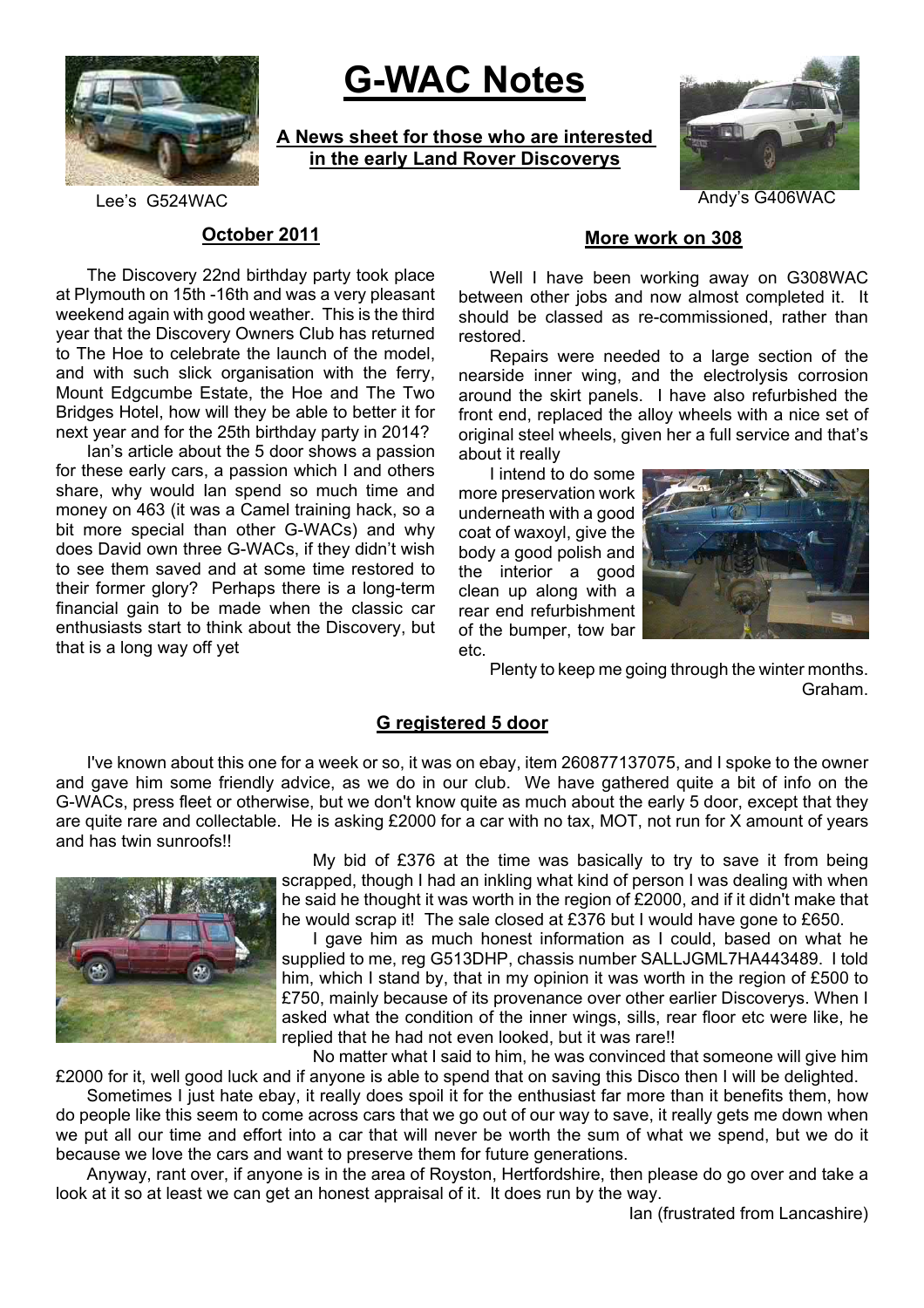# G-WAC Notes

**A News sheet for those who are interested in the early Land Rover Discoverys**

Lee's G524WAC

Andy's G406WAC

## October 2011

The Discovery 22nd birthday party took place at Plymouth on 15th -16th and was a very pleasant weekend again with good weather. This is the third year that the Discovery Owners Club has returned to The Hoe to celebrate the launch of the model, and with such slick organisation with the ferry, Mount Edgcumbe Estate, the Hoe and The Two Bridges Hotel, how will they be able to better it for next year and for the 25th birthday party in 2014?

Ian's article about the 5 door shows a passion for these early cars, a passion which I and others share, why would Ian spend so much time and money on 463 (it was a Camel training hack, so a bit more special than other G-WACs) and why does David own three G-WACs, if they didn't wish to see them saved and at some time restored to their former glory? Perhaps there is a long-term financial gain to be made when the classic car enthusiasts start to think about the Discovery, but that is a long way off yet

## More work on 308

Well I have been working away on G308WAC between other jobs and now almost completed it. It should be classed as re-commissioned, rather than restored.

Repairs were needed to a large section of the nearside inner wing, and the electrolysis corrosion around the skirt panels. I have also refurbished the front end, replaced the alloy wheels with a nice set of original steel wheels, given her a full service and that's about it really

I intend to do some more preservation work underneath with a good coat of waxoyl, give the body a good polish and the interior a good clean up along with a rear end refurbishment of the bumper, tow bar etc.

Plenty to keep me going through the winter months.

Graham.

## G registered 5 door

I've known about this one for a week or so, it was on ebay, item 260877137075, and I spoke to the owner and gave him some friendly advice, as we do in our club. We have gathered quite a bit of info on the G-WACs, press fleet or otherwise, but we don't know quite as much about the early 5 door, except that they are quite rare and collectable. He is asking £2000 for a car with no tax, MOT, not run for X amount of years and has twin sunroofs!!

My bid of £376 at the time was basically to try to save it from being scrapped, though I had an inkling what kind of person I was dealing with when he said he thought it was worth in the region of £2000, and if it didn't make that he would scrap it! The sale closed at £376 but I would have gone to £650.

I gave him as much honest information as I could, based on what he supplied to me, reg G513DHP, chassis number SALLJGML7HA443489. I told him, which I stand by, that in my opinion it was worth in the region of £500 to £750, mainly because of its provenance over other earlier Discoverys. When I asked what the condition of the inner wings, sills, rear floor etc were like, he replied that he had not even looked, but it was rare!!

No matter what I said to him, he was convinced that someone will give him £2000 for it, well good luck and if anyone is able to spend that on saving this Disco then I will be delighted.

Sometimes I just hate ebay, it really does spoil it for the enthusiast far more than it benefits them, how do people like this seem to come across cars that we go out of our way to save, it really gets me down when we put all our time and effort into a car that will never be worth the sum of what we spend, but we do it because we love the cars and want to preserve them for future generations.

Anyway, rant over, if anyone is in the area of Royston, Hertfordshire, then please do go over and take a look at it so at least we can get an honest appraisal of it. It does run by the way.

Ian (frustrated from Lancashire)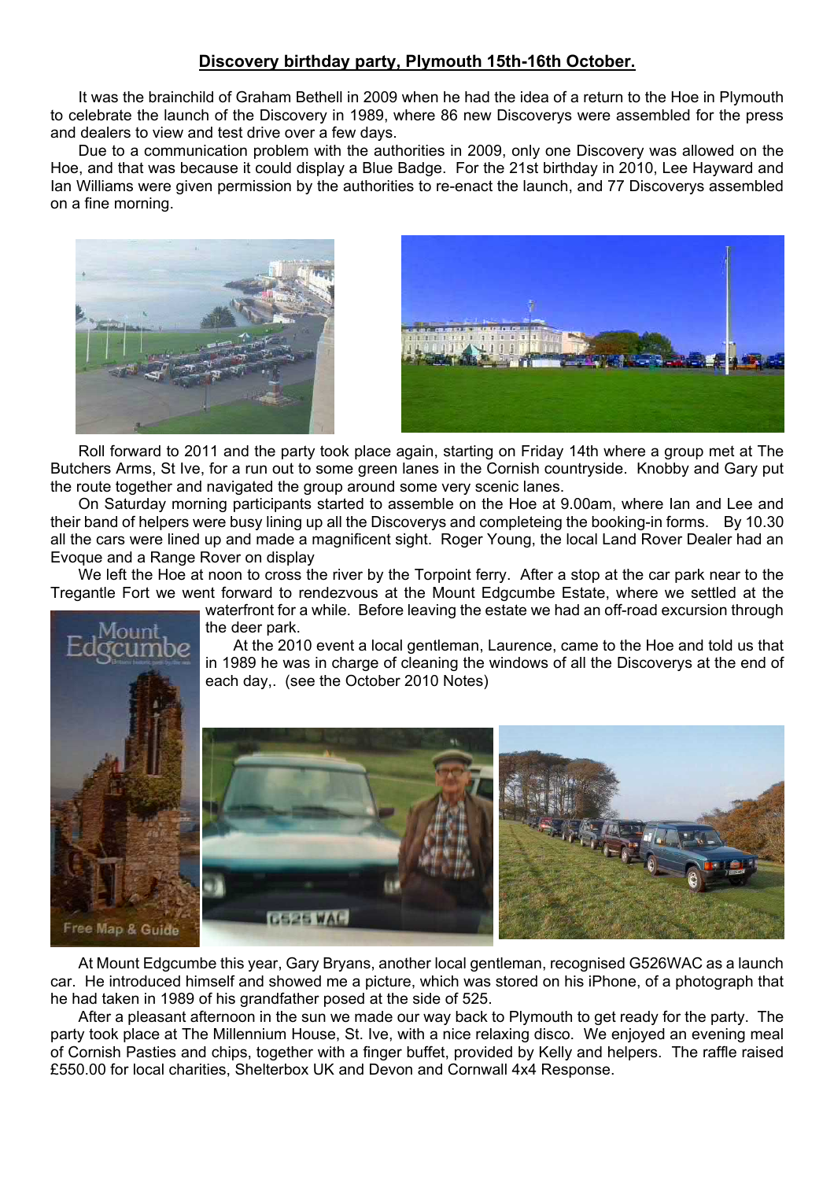## Discovery birthday party, Plymouth 15th-16th October.

It was the brainchild of Graham Bethell in 2009 when he had the idea of a return to the Hoe in Plymouth to celebrate the launch of the Discovery in 1989, where 86 new Discoverys were assembled for the press and dealers to view and test drive over a few days.

Due to a communication problem with the authorities in 2009, only one Discovery was allowed on the Hoe, and that was because it could display a Blue Badge. For the 21st birthday in 2010, Lee Hayward and Ian Williams were given permission by the authorities to re-enact the launch, and 77 Discoverys assembled on a fine morning.

Roll forward to 2011 and the party took place again, starting on Friday 14th where a group met at The Butchers Arms, St Ive, for a run out to some green lanes in the Cornish countryside. Knobby and Gary put the route together and navigated the group around some very scenic lanes.

On Saturday morning participants started to assemble on the Hoe at 9.00am, where Ian and Lee and their band of helpers were busy lining up all the Discoverys and completeing the booking-in forms. By 10.30 all the cars were lined up and made a magnificent sight. Roger Young, the local Land Rover Dealer had an Evoque and a Range Rover on display

We left the Hoe at noon to cross the river by the Torpoint ferry. After a stop at the car park near to the Tregantle Fort we went forward to rendezvous at the Mount Edgcumbe Estate, where we settled at the waterfront for a while. Before leaving the estate we had an off-road excursion through the deer park.

At the 2010 event a local gentleman, Laurence, came to the Hoe and told us that in 1989 he was in charge of cleaning the windows of all the Discoverys at the end of each day,. (see the October 2010 Notes)

At Mount Edgcumbe this year, Gary Bryans, another local gentleman, recognised G526WAC as a launch car. He introduced himself and showed me a picture, which was stored on his iPhone, of a photograph that he had taken in 1989 of his grandfather posed at the side of 525.

After a pleasant afternoon in the sun we made our way back to Plymouth to get ready for the party. The party took place at The Millennium House, St. Ive, with a nice relaxing disco. We enjoyed an evening meal of Cornish Pasties and chips, together with a finger buffet, provided by Kelly and helpers. The raffle raised £550.00 for local charities, Shelterbox UK and Devon and Cornwall 4x4 Response.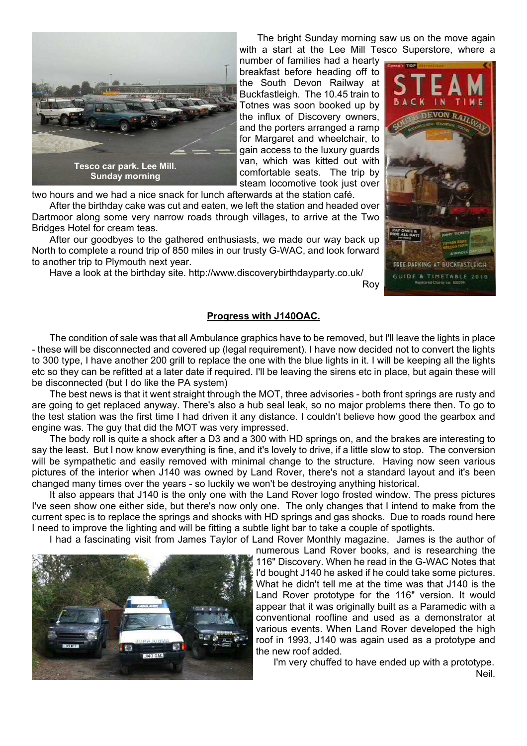The bright Sunday morning saw us on the move again with a start at the Lee Mill Tesco Superstore, where a number of families had a hearty breakfast before heading off to the South Devon Railway at Buckfastleigh. The 10.45 train to Totnes was soon booked up by the influx of Discovery owners, and the porters arranged a ramp for Margaret and wheelchair, to gain access to the luxury guards van, which was kitted out with comfortable seats. The trip by steam locomotive took just over two hours and we had a nice snack for lunch afterwards at the station café.

Tesco car park. Lee Mill. Sunday morning

After the birthday cake was cut and eaten, we left the station and headed over Dartmoor along some very narrow roads through villages, to arrive at the Two Bridges Hotel for cream teas.

After our goodbyes to the gathered enthusiasts, we made our way back up North to complete a round trip of 850 miles in our trusty G-WAC, and look forward to another trip to Plymouth next year.

Have a look at the birthday site. http://www.discoverybirthdayparty.co.uk/

Roy

## Progress with J140OAC.

The condition of sale was that all Ambulance graphics have to be removed, but I'll leave the lights in place - these will be disconnected and covered up (legal requirement). I have now decided not to convert the lights to 300 type, I have another 200 grill to replace the one with the blue lights in it. I will be keeping all the lights etc so they can be refitted at a later date if required. I'll be leaving the sirens etc in place, but again these will be disconnected (but I do like the PA system)

The best news is that it went straight through the MOT, three advisories - both front springs are rusty and are going to get replaced anyway. There's also a hub seal leak, so no major problems there then. To go to the test station was the first time I had driven it any distance. I couldn't believe how good the gearbox and engine was. The guy that did the MOT was very impressed.

The body roll is quite a shock after a D3 and a 300 with HD springs on, and the brakes are interesting to say the least. But I now know everything is fine, and it's lovely to drive, if a little slow to stop. The conversion will be sympathetic and easily removed with minimal change to the structure. Having now seen various pictures of the interior when J140 was owned by Land Rover, there's not a standard layout and it's been changed many times over the years - so luckily we won't be destroying anything historical.

It also appears that J140 is the only one with the Land Rover logo frosted window. The press pictures I've seen show one either side, but there's now only one. The only changes that I intend to make from the current spec is to replace the springs and shocks with HD springs and gas shocks. Due to roads round here I need to improve the lighting and will be fitting a subtle light bar to take a couple of spotlights.

I had a fascinating visit from James Taylor of Land Rover Monthly magazine. James is the author of numerous Land Rover books, and is researching the 116" Discovery. When he read in the G-WAC Notes that I'd bought J140 he asked if he could take some pictures. What he didn't tell me at the time was that J140 is the Land Rover prototype for the 116" version. It would appear that it was originally built as a Paramedic with a conventional roofline and used as a demonstrator at various events. When Land Rover developed the high roof in 1993, J140 was again used as a prototype and the new roof added.

I'm very chuffed to have ended up with a prototype.

Neil.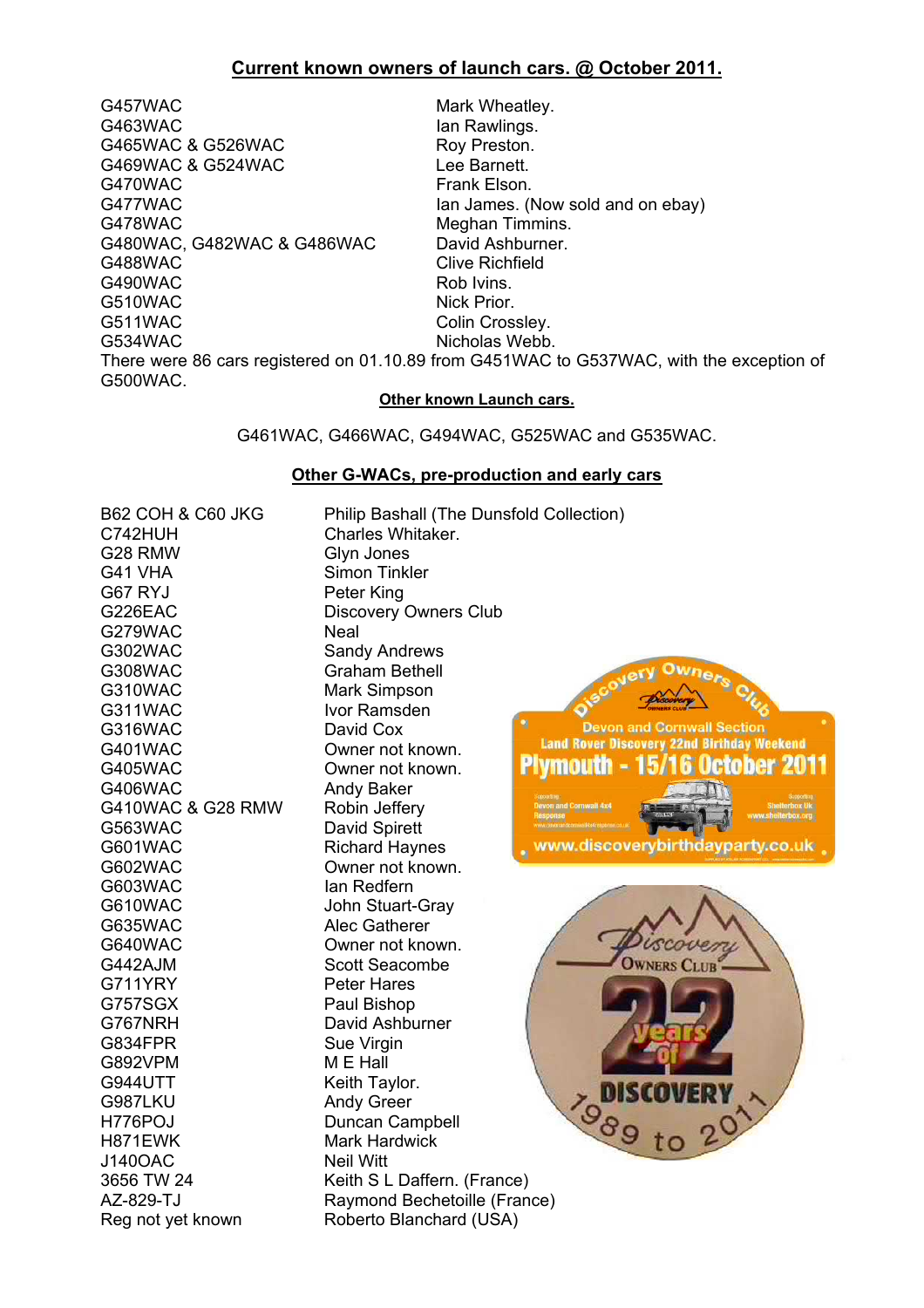## Current known owners of launch cars. @ October 2011.

| | |
|---|---|
| G457WAC | Mark Wheatley. |
| G463WAC | Ian Rawlings. |
| G465WAC & G526WAC | Roy Preston. |
| G469WAC & G524WAC | Lee Barnett. |
| G470WAC | Frank Elson. |
| G477WAC | Ian James. (Now sold and on ebay) |
| G478WAC | Meghan Timmins. |
| G480WAC, G482WAC & G486WAC | David Ashburner. |
| G488WAC | Clive Richfield |
| G490WAC | Rob Ivins. |
| G510WAC | Nick Prior. |
| G511WAC | Colin Crossley. |
| G534WAC | Nicholas Webb. |

There were 86 cars registered on 01.10.89 from G451WAC to G537WAC, with the exception of G500WAC.

### Other known Launch cars.

G461WAC, G466WAC, G494WAC, G525WAC and G535WAC.

### Other G-WACs, pre-production and early cars

| | |
|---|---|
| B62 COH & C60 JKG | Philip Bashall (The Dunsfold Collection) |
| C742HUH | Charles Whitaker. |
| G28 RMW | Glyn Jones |
| G41 VHA | Simon Tinkler |
| G67 RYJ | Peter King |
| G226EAC | Discovery Owners Club |
| G279WAC | Neal |
| G302WAC | Sandy Andrews |
| G308WAC | Graham Bethell |
| G310WAC | Mark Simpson |
| G311WAC | Ivor Ramsden |
| G316WAC | David Cox |
| G401WAC | Owner not known. |
| G405WAC | Owner not known. |
| G406WAC | Andy Baker |
| G410WAC & G28 RMW | Robin Jeffery |
| G563WAC | David Spirett |
| G601WAC | Richard Haynes |
| G602WAC | Owner not known. |
| G603WAC | Ian Redfern |
| G610WAC | John Stuart-Gray |
| G635WAC | Alec Gatherer |
| G640WAC | Owner not known. |
| G442AJM | Scott Seacombe |
| G711YRY | Peter Hares |
| G757SGX | Paul Bishop |
| G767NRH | David Ashburner |
| G834FPR | Sue Virgin |
| G892VPM | M E Hall |
| G944UTT | Keith Taylor. |
| G987LKU | Andy Greer |
| H776POJ | Duncan Campbell |
| H871EWK | Mark Hardwick |
| J140OAC | Neil Witt |
| 3656 TW 24 | Keith S L Daffern. (France) |
| AZ-829-TJ | Raymond Bechetoille (France) |
| Reg not yet known | Roberto Blanchard (USA) |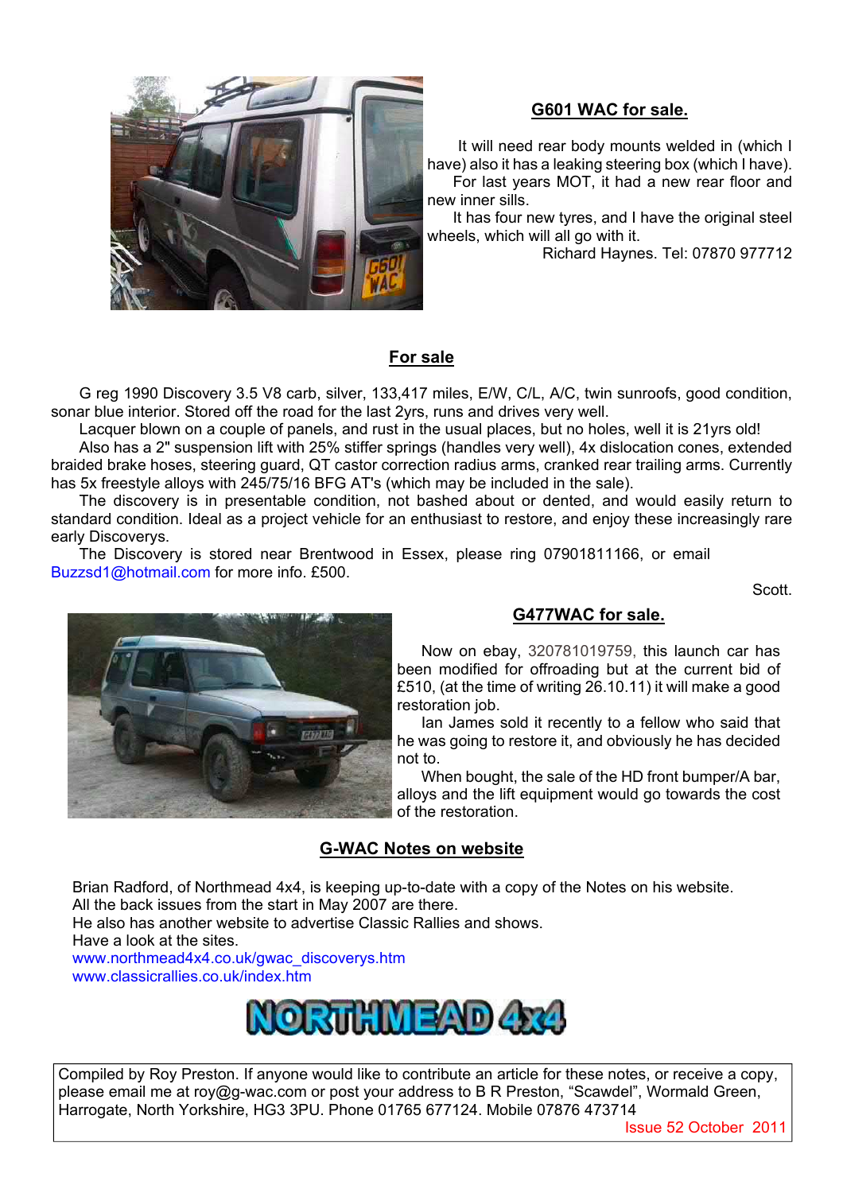## G601 WAC for sale.

It will need rear body mounts welded in (which I have) also it has a leaking steering box (which I have).

For last years MOT, it had a new rear floor and new inner sills.

It has four new tyres, and I have the original steel wheels, which will all go with it.

Richard Haynes. Tel: 07870 977712

## For sale

G reg 1990 Discovery 3.5 V8 carb, silver, 133,417 miles, E/W, C/L, A/C, twin sunroofs, good condition, sonar blue interior. Stored off the road for the last 2yrs, runs and drives very well.

Lacquer blown on a couple of panels, and rust in the usual places, but no holes, well it is 21yrs old!

Also has a 2" suspension lift with 25% stiffer springs (handles very well), 4x dislocation cones, extended braided brake hoses, steering guard, QT castor correction radius arms, cranked rear trailing arms. Currently has 5x freestyle alloys with 245/75/16 BFG AT's (which may be included in the sale).

The discovery is in presentable condition, not bashed about or dented, and would easily return to standard condition. Ideal as a project vehicle for an enthusiast to restore, and enjoy these increasingly rare early Discoverys.

The Discovery is stored near Brentwood in Essex, please ring 07901811166, or email Buzzsd1@hotmail.com for more info. £500.

Scott.

## G477WAC for sale.

Now on ebay, 320781019759, this launch car has been modified for offroading but at the current bid of £510, (at the time of writing 26.10.11) it will make a good restoration job.

Ian James sold it recently to a fellow who said that he was going to restore it, and obviously he has decided not to.

When bought, the sale of the HD front bumper/A bar, alloys and the lift equipment would go towards the cost of the restoration.

## G-WAC Notes on website

Brian Radford, of Northmead 4x4, is keeping up-to-date with a copy of the Notes on his website.
All the back issues from the start in May 2007 are there.
He also has another website to advertise Classic Rallies and shows.
Have a look at the sites.
www.northmead4x4.co.uk/gwac_discoverys.htm
www.classicrallies.co.uk/index.htm

NORTHMEAD 4x4

Compiled by Roy Preston. If anyone would like to contribute an article for these notes, or receive a copy, please email me at roy@g-wac.com or post your address to B R Preston, "Scawdel", Wormald Green, Harrogate, North Yorkshire, HG3 3PU. Phone 01765 677124. Mobile 07876 473714

Issue 52 October 2011